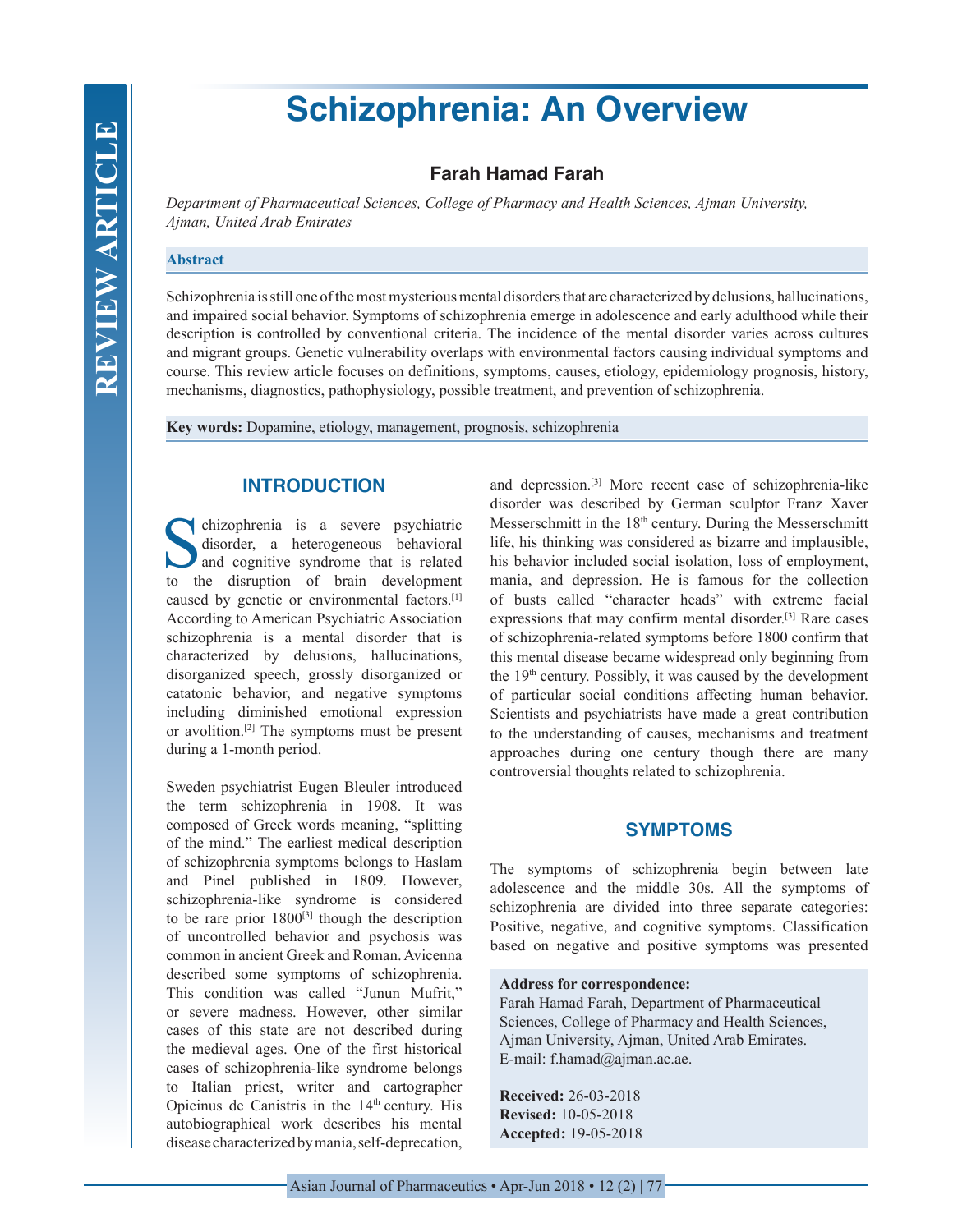REVIEW ARTICLE

# Schizophrenia: An Overview

**Farah Hamad Farah**

*Department of Pharmaceutical Sciences, College of Pharmacy and Health Sciences, Ajman University, Ajman, United Arab Emirates*

## Abstract

Schizophrenia is still one of the most mysterious mental disorders that are characterized by delusions, hallucinations, and impaired social behavior. Symptoms of schizophrenia emerge in adolescence and early adulthood while their description is controlled by conventional criteria. The incidence of the mental disorder varies across cultures and migrant groups. Genetic vulnerability overlaps with environmental factors causing individual symptoms and course. This review article focuses on definitions, symptoms, causes, etiology, epidemiology prognosis, history, mechanisms, diagnostics, pathophysiology, possible treatment, and prevention of schizophrenia.

**Key words:** Dopamine, etiology, management, prognosis, schizophrenia

## INTRODUCTION

Schizophrenia is a severe psychiatric disorder, a heterogeneous behavioral and cognitive syndrome that is related to the disruption of brain development caused by genetic or environmental factors.[1] According to American Psychiatric Association schizophrenia is a mental disorder that is characterized by delusions, hallucinations, disorganized speech, grossly disorganized or catatonic behavior, and negative symptoms including diminished emotional expression or avolition.[2] The symptoms must be present during a 1-month period.

Sweden psychiatrist Eugen Bleuler introduced the term schizophrenia in 1908. It was composed of Greek words meaning, "splitting of the mind." The earliest medical description of schizophrenia symptoms belongs to Haslam and Pinel published in 1809. However, schizophrenia-like syndrome is considered to be rare prior 1800[3] though the description of uncontrolled behavior and psychosis was common in ancient Greek and Roman. Avicenna described some symptoms of schizophrenia. This condition was called "Junun Mufrit," or severe madness. However, other similar cases of this state are not described during the medieval ages. One of the first historical cases of schizophrenia-like syndrome belongs to Italian priest, writer and cartographer Opicinus de Canistris in the 14th century. His autobiographical work describes his mental disease characterized by mania, self-deprecation, and depression.[3] More recent case of schizophrenia-like disorder was described by German sculptor Franz Xaver Messerschmitt in the 18th century. During the Messerschmitt life, his thinking was considered as bizarre and implausible, his behavior included social isolation, loss of employment, mania, and depression. He is famous for the collection of busts called "character heads" with extreme facial expressions that may confirm mental disorder.[3] Rare cases of schizophrenia-related symptoms before 1800 confirm that this mental disease became widespread only beginning from the 19th century. Possibly, it was caused by the development of particular social conditions affecting human behavior. Scientists and psychiatrists have made a great contribution to the understanding of causes, mechanisms and treatment approaches during one century though there are many controversial thoughts related to schizophrenia.

## SYMPTOMS

The symptoms of schizophrenia begin between late adolescence and the middle 30s. All the symptoms of schizophrenia are divided into three separate categories: Positive, negative, and cognitive symptoms. Classification based on negative and positive symptoms was presented

**Address for correspondence:**
Farah Hamad Farah, Department of Pharmaceutical Sciences, College of Pharmacy and Health Sciences, Ajman University, Ajman, United Arab Emirates.
E-mail: f.hamad@ajman.ac.ae.

**Received:** 26-03-2018
**Revised:** 10-05-2018
**Accepted:** 19-05-2018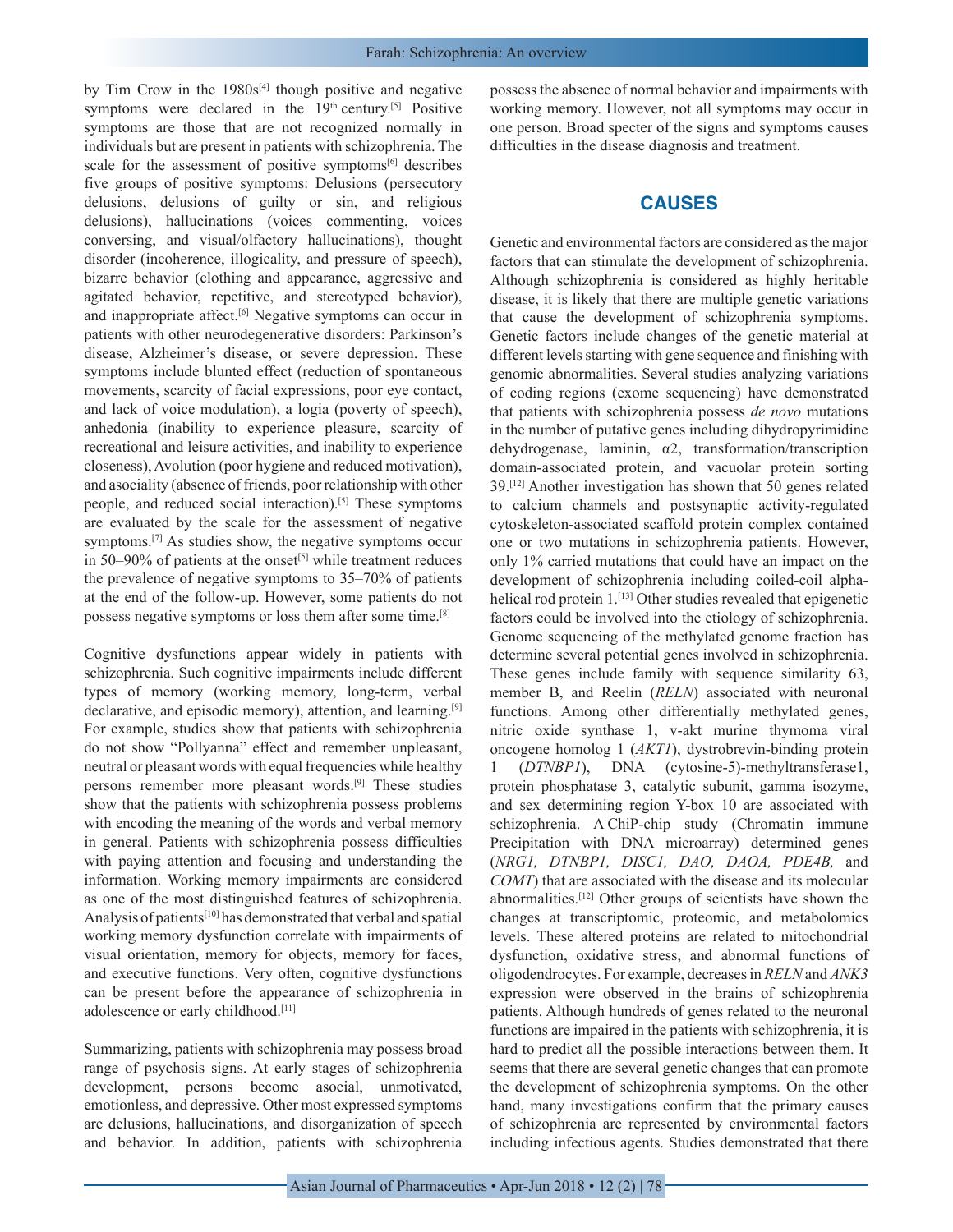by Tim Crow in the 1980s[4] though positive and negative symptoms were declared in the 19th century.[5] Positive symptoms are those that are not recognized normally in individuals but are present in patients with schizophrenia. The scale for the assessment of positive symptoms[6] describes five groups of positive symptoms: Delusions (persecutory delusions, delusions of guilty or sin, and religious delusions), hallucinations (voices commenting, voices conversing, and visual/olfactory hallucinations), thought disorder (incoherence, illogicality, and pressure of speech), bizarre behavior (clothing and appearance, aggressive and agitated behavior, repetitive, and stereotyped behavior), and inappropriate affect.[6] Negative symptoms can occur in patients with other neurodegenerative disorders: Parkinson's disease, Alzheimer's disease, or severe depression. These symptoms include blunted effect (reduction of spontaneous movements, scarcity of facial expressions, poor eye contact, and lack of voice modulation), a logia (poverty of speech), anhedonia (inability to experience pleasure, scarcity of recreational and leisure activities, and inability to experience closeness), Avolution (poor hygiene and reduced motivation), and asociality (absence of friends, poor relationship with other people, and reduced social interaction).[5] These symptoms are evaluated by the scale for the assessment of negative symptoms.[7] As studies show, the negative symptoms occur in 50–90% of patients at the onset[5] while treatment reduces the prevalence of negative symptoms to 35–70% of patients at the end of the follow-up. However, some patients do not possess negative symptoms or loss them after some time.[8]

Cognitive dysfunctions appear widely in patients with schizophrenia. Such cognitive impairments include different types of memory (working memory, long-term, verbal declarative, and episodic memory), attention, and learning.[9] For example, studies show that patients with schizophrenia do not show "Pollyanna" effect and remember unpleasant, neutral or pleasant words with equal frequencies while healthy persons remember more pleasant words.[9] These studies show that the patients with schizophrenia possess problems with encoding the meaning of the words and verbal memory in general. Patients with schizophrenia possess difficulties with paying attention and focusing and understanding the information. Working memory impairments are considered as one of the most distinguished features of schizophrenia. Analysis of patients[10] has demonstrated that verbal and spatial working memory dysfunction correlate with impairments of visual orientation, memory for objects, memory for faces, and executive functions. Very often, cognitive dysfunctions can be present before the appearance of schizophrenia in adolescence or early childhood.[11]

Summarizing, patients with schizophrenia may possess broad range of psychosis signs. At early stages of schizophrenia development, persons become asocial, unmotivated, emotionless, and depressive. Other most expressed symptoms are delusions, hallucinations, and disorganization of speech and behavior. In addition, patients with schizophrenia possess the absence of normal behavior and impairments with working memory. However, not all symptoms may occur in one person. Broad specter of the signs and symptoms causes difficulties in the disease diagnosis and treatment.

## CAUSES

Genetic and environmental factors are considered as the major factors that can stimulate the development of schizophrenia. Although schizophrenia is considered as highly heritable disease, it is likely that there are multiple genetic variations that cause the development of schizophrenia symptoms. Genetic factors include changes of the genetic material at different levels starting with gene sequence and finishing with genomic abnormalities. Several studies analyzing variations of coding regions (exome sequencing) have demonstrated that patients with schizophrenia possess *de novo* mutations in the number of putative genes including dihydropyrimidine dehydrogenase, laminin, α2, transformation/transcription domain-associated protein, and vacuolar protein sorting 39.[12] Another investigation has shown that 50 genes related to calcium channels and postsynaptic activity-regulated cytoskeleton-associated scaffold protein complex contained one or two mutations in schizophrenia patients. However, only 1% carried mutations that could have an impact on the development of schizophrenia including coiled-coil alpha-helical rod protein 1.[13] Other studies revealed that epigenetic factors could be involved into the etiology of schizophrenia. Genome sequencing of the methylated genome fraction has determine several potential genes involved in schizophrenia. These genes include family with sequence similarity 63, member B, and Reelin (*RELN*) associated with neuronal functions. Among other differentially methylated genes, nitric oxide synthase 1, v-akt murine thymoma viral oncogene homolog 1 (*AKT1*), dystrobrevin-binding protein 1 (*DTNBP1*), DNA (cytosine-5)-methyltransferase1, protein phosphatase 3, catalytic subunit, gamma isozyme, and sex determining region Y-box 10 are associated with schizophrenia. A ChiP-chip study (Chromatin immune Precipitation with DNA microarray) determined genes (*NRG1, DTNBP1, DISC1, DAO, DAOA, PDE4B,* and *COMT*) that are associated with the disease and its molecular abnormalities.[12] Other groups of scientists have shown the changes at transcriptomic, proteomic, and metabolomics levels. These altered proteins are related to mitochondrial dysfunction, oxidative stress, and abnormal functions of oligodendrocytes. For example, decreases in *RELN* and *ANK3* expression were observed in the brains of schizophrenia patients. Although hundreds of genes related to the neuronal functions are impaired in the patients with schizophrenia, it is hard to predict all the possible interactions between them. It seems that there are several genetic changes that can promote the development of schizophrenia symptoms. On the other hand, many investigations confirm that the primary causes of schizophrenia are represented by environmental factors including infectious agents. Studies demonstrated that there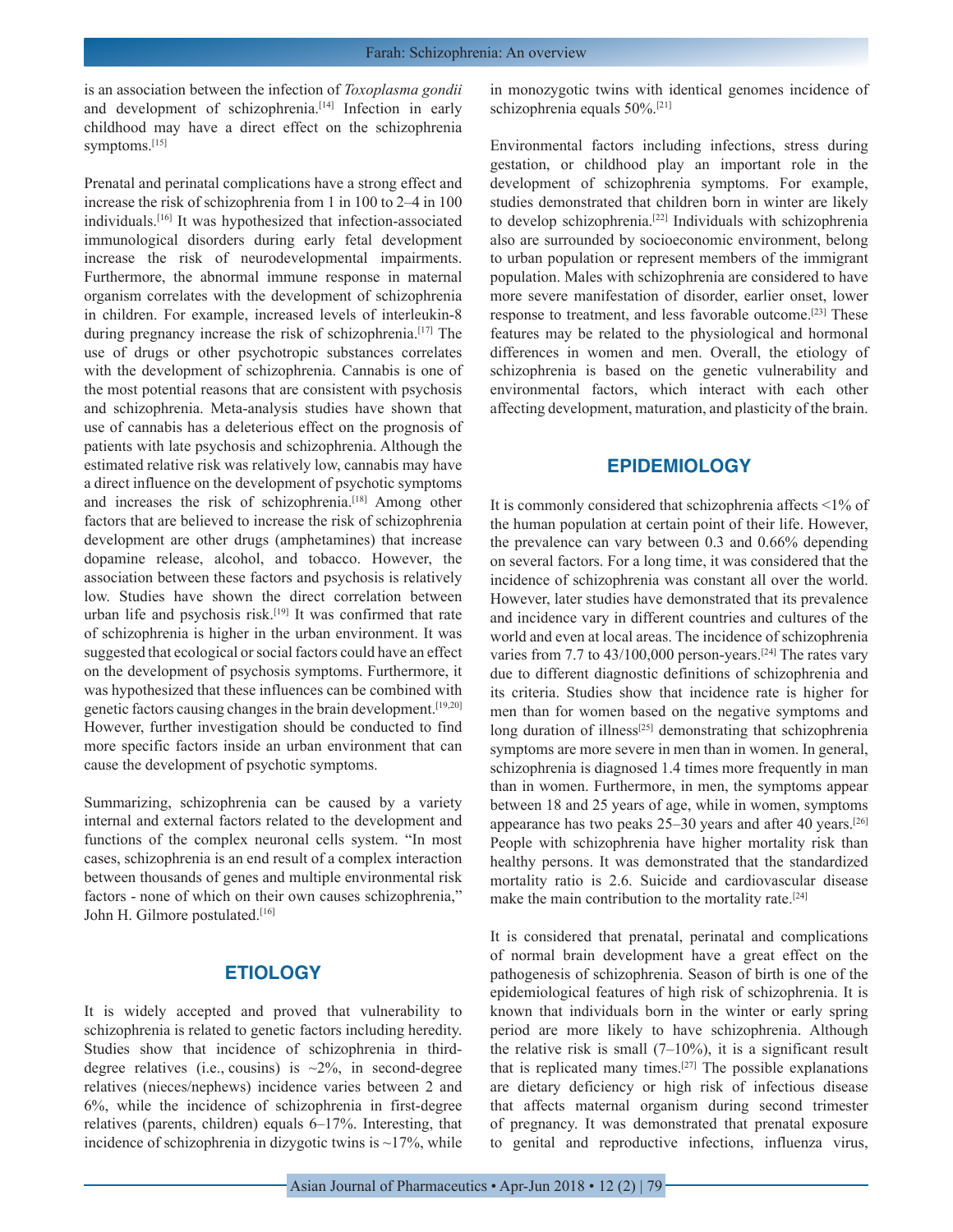is an association between the infection of *Toxoplasma gondii* and development of schizophrenia.[14] Infection in early childhood may have a direct effect on the schizophrenia symptoms.[15]

Prenatal and perinatal complications have a strong effect and increase the risk of schizophrenia from 1 in 100 to 2–4 in 100 individuals.[16] It was hypothesized that infection-associated immunological disorders during early fetal development increase the risk of neurodevelopmental impairments. Furthermore, the abnormal immune response in maternal organism correlates with the development of schizophrenia in children. For example, increased levels of interleukin-8 during pregnancy increase the risk of schizophrenia.[17] The use of drugs or other psychotropic substances correlates with the development of schizophrenia. Cannabis is one of the most potential reasons that are consistent with psychosis and schizophrenia. Meta-analysis studies have shown that use of cannabis has a deleterious effect on the prognosis of patients with late psychosis and schizophrenia. Although the estimated relative risk was relatively low, cannabis may have a direct influence on the development of psychotic symptoms and increases the risk of schizophrenia.[18] Among other factors that are believed to increase the risk of schizophrenia development are other drugs (amphetamines) that increase dopamine release, alcohol, and tobacco. However, the association between these factors and psychosis is relatively low. Studies have shown the direct correlation between urban life and psychosis risk.[19] It was confirmed that rate of schizophrenia is higher in the urban environment. It was suggested that ecological or social factors could have an effect on the development of psychosis symptoms. Furthermore, it was hypothesized that these influences can be combined with genetic factors causing changes in the brain development.[19,20] However, further investigation should be conducted to find more specific factors inside an urban environment that can cause the development of psychotic symptoms.

Summarizing, schizophrenia can be caused by a variety internal and external factors related to the development and functions of the complex neuronal cells system. "In most cases, schizophrenia is an end result of a complex interaction between thousands of genes and multiple environmental risk factors - none of which on their own causes schizophrenia," John H. Gilmore postulated.[16]

## ETIOLOGY

It is widely accepted and proved that vulnerability to schizophrenia is related to genetic factors including heredity. Studies show that incidence of schizophrenia in third-degree relatives (i.e., cousins) is ~2%, in second-degree relatives (nieces/nephews) incidence varies between 2 and 6%, while the incidence of schizophrenia in first-degree relatives (parents, children) equals 6–17%. Interesting, that incidence of schizophrenia in dizygotic twins is ~17%, while in monozygotic twins with identical genomes incidence of schizophrenia equals 50%.[21]

Environmental factors including infections, stress during gestation, or childhood play an important role in the development of schizophrenia symptoms. For example, studies demonstrated that children born in winter are likely to develop schizophrenia.[22] Individuals with schizophrenia also are surrounded by socioeconomic environment, belong to urban population or represent members of the immigrant population. Males with schizophrenia are considered to have more severe manifestation of disorder, earlier onset, lower response to treatment, and less favorable outcome.[23] These features may be related to the physiological and hormonal differences in women and men. Overall, the etiology of schizophrenia is based on the genetic vulnerability and environmental factors, which interact with each other affecting development, maturation, and plasticity of the brain.

## EPIDEMIOLOGY

It is commonly considered that schizophrenia affects <1% of the human population at certain point of their life. However, the prevalence can vary between 0.3 and 0.66% depending on several factors. For a long time, it was considered that the incidence of schizophrenia was constant all over the world. However, later studies have demonstrated that its prevalence and incidence vary in different countries and cultures of the world and even at local areas. The incidence of schizophrenia varies from 7.7 to 43/100,000 person-years.[24] The rates vary due to different diagnostic definitions of schizophrenia and its criteria. Studies show that incidence rate is higher for men than for women based on the negative symptoms and long duration of illness[25] demonstrating that schizophrenia symptoms are more severe in men than in women. In general, schizophrenia is diagnosed 1.4 times more frequently in man than in women. Furthermore, in men, the symptoms appear between 18 and 25 years of age, while in women, symptoms appearance has two peaks 25–30 years and after 40 years.[26] People with schizophrenia have higher mortality risk than healthy persons. It was demonstrated that the standardized mortality ratio is 2.6. Suicide and cardiovascular disease make the main contribution to the mortality rate.[24]

It is considered that prenatal, perinatal and complications of normal brain development have a great effect on the pathogenesis of schizophrenia. Season of birth is one of the epidemiological features of high risk of schizophrenia. It is known that individuals born in the winter or early spring period are more likely to have schizophrenia. Although the relative risk is small (7–10%), it is a significant result that is replicated many times.[27] The possible explanations are dietary deficiency or high risk of infectious disease that affects maternal organism during second trimester of pregnancy. It was demonstrated that prenatal exposure to genital and reproductive infections, influenza virus,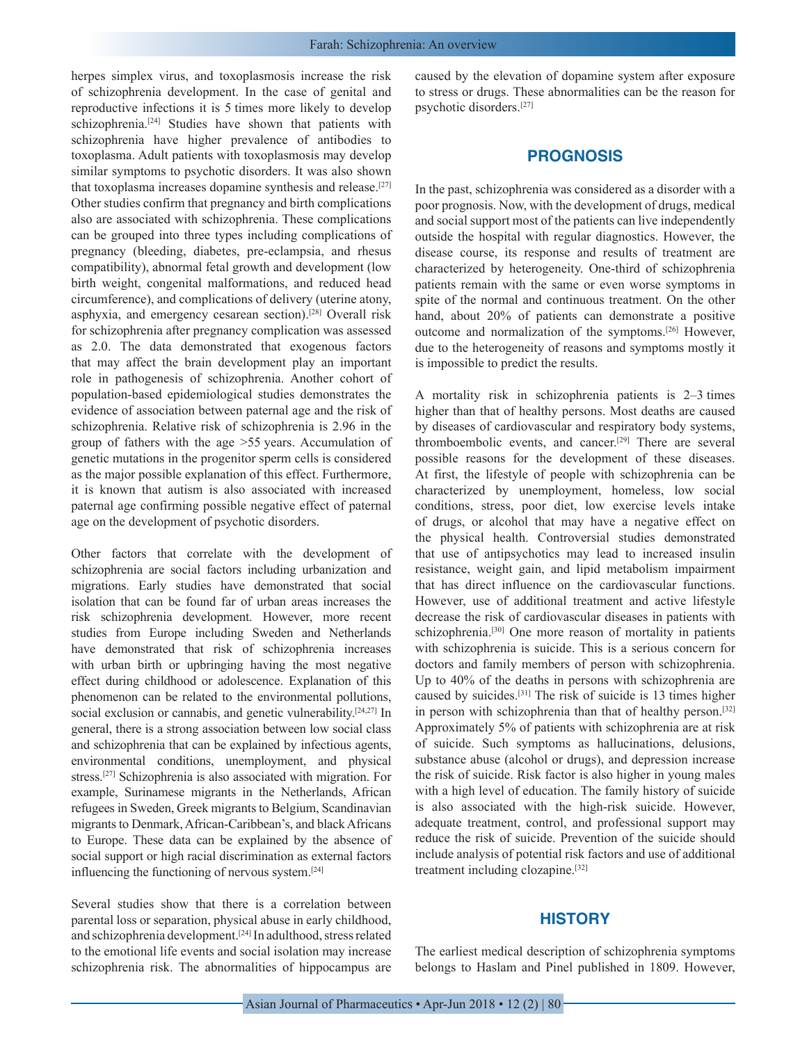herpes simplex virus, and toxoplasmosis increase the risk of schizophrenia development. In the case of genital and reproductive infections it is 5 times more likely to develop schizophrenia.[24] Studies have shown that patients with schizophrenia have higher prevalence of antibodies to toxoplasma. Adult patients with toxoplasmosis may develop similar symptoms to psychotic disorders. It was also shown that toxoplasma increases dopamine synthesis and release.[27] Other studies confirm that pregnancy and birth complications also are associated with schizophrenia. These complications can be grouped into three types including complications of pregnancy (bleeding, diabetes, pre-eclampsia, and rhesus compatibility), abnormal fetal growth and development (low birth weight, congenital malformations, and reduced head circumference), and complications of delivery (uterine atony, asphyxia, and emergency cesarean section).[28] Overall risk for schizophrenia after pregnancy complication was assessed as 2.0. The data demonstrated that exogenous factors that may affect the brain development play an important role in pathogenesis of schizophrenia. Another cohort of population-based epidemiological studies demonstrates the evidence of association between paternal age and the risk of schizophrenia. Relative risk of schizophrenia is 2.96 in the group of fathers with the age >55 years. Accumulation of genetic mutations in the progenitor sperm cells is considered as the major possible explanation of this effect. Furthermore, it is known that autism is also associated with increased paternal age confirming possible negative effect of paternal age on the development of psychotic disorders.

Other factors that correlate with the development of schizophrenia are social factors including urbanization and migrations. Early studies have demonstrated that social isolation that can be found far of urban areas increases the risk schizophrenia development. However, more recent studies from Europe including Sweden and Netherlands have demonstrated that risk of schizophrenia increases with urban birth or upbringing having the most negative effect during childhood or adolescence. Explanation of this phenomenon can be related to the environmental pollutions, social exclusion or cannabis, and genetic vulnerability.[24,27] In general, there is a strong association between low social class and schizophrenia that can be explained by infectious agents, environmental conditions, unemployment, and physical stress.[27] Schizophrenia is also associated with migration. For example, Surinamese migrants in the Netherlands, African refugees in Sweden, Greek migrants to Belgium, Scandinavian migrants to Denmark, African-Caribbean's, and black Africans to Europe. These data can be explained by the absence of social support or high racial discrimination as external factors influencing the functioning of nervous system.[24]

Several studies show that there is a correlation between parental loss or separation, physical abuse in early childhood, and schizophrenia development.[24] In adulthood, stress related to the emotional life events and social isolation may increase schizophrenia risk. The abnormalities of hippocampus are caused by the elevation of dopamine system after exposure to stress or drugs. These abnormalities can be the reason for psychotic disorders.[27]

## PROGNOSIS

In the past, schizophrenia was considered as a disorder with a poor prognosis. Now, with the development of drugs, medical and social support most of the patients can live independently outside the hospital with regular diagnostics. However, the disease course, its response and results of treatment are characterized by heterogeneity. One-third of schizophrenia patients remain with the same or even worse symptoms in spite of the normal and continuous treatment. On the other hand, about 20% of patients can demonstrate a positive outcome and normalization of the symptoms.[26] However, due to the heterogeneity of reasons and symptoms mostly it is impossible to predict the results.

A mortality risk in schizophrenia patients is 2–3 times higher than that of healthy persons. Most deaths are caused by diseases of cardiovascular and respiratory body systems, thromboembolic events, and cancer.[29] There are several possible reasons for the development of these diseases. At first, the lifestyle of people with schizophrenia can be characterized by unemployment, homeless, low social conditions, stress, poor diet, low exercise levels intake of drugs, or alcohol that may have a negative effect on the physical health. Controversial studies demonstrated that use of antipsychotics may lead to increased insulin resistance, weight gain, and lipid metabolism impairment that has direct influence on the cardiovascular functions. However, use of additional treatment and active lifestyle decrease the risk of cardiovascular diseases in patients with schizophrenia.[30] One more reason of mortality in patients with schizophrenia is suicide. This is a serious concern for doctors and family members of person with schizophrenia. Up to 40% of the deaths in persons with schizophrenia are caused by suicides.[31] The risk of suicide is 13 times higher in person with schizophrenia than that of healthy person.[32] Approximately 5% of patients with schizophrenia are at risk of suicide. Such symptoms as hallucinations, delusions, substance abuse (alcohol or drugs), and depression increase the risk of suicide. Risk factor is also higher in young males with a high level of education. The family history of suicide is also associated with the high-risk suicide. However, adequate treatment, control, and professional support may reduce the risk of suicide. Prevention of the suicide should include analysis of potential risk factors and use of additional treatment including clozapine.[32]

## HISTORY

The earliest medical description of schizophrenia symptoms belongs to Haslam and Pinel published in 1809. However,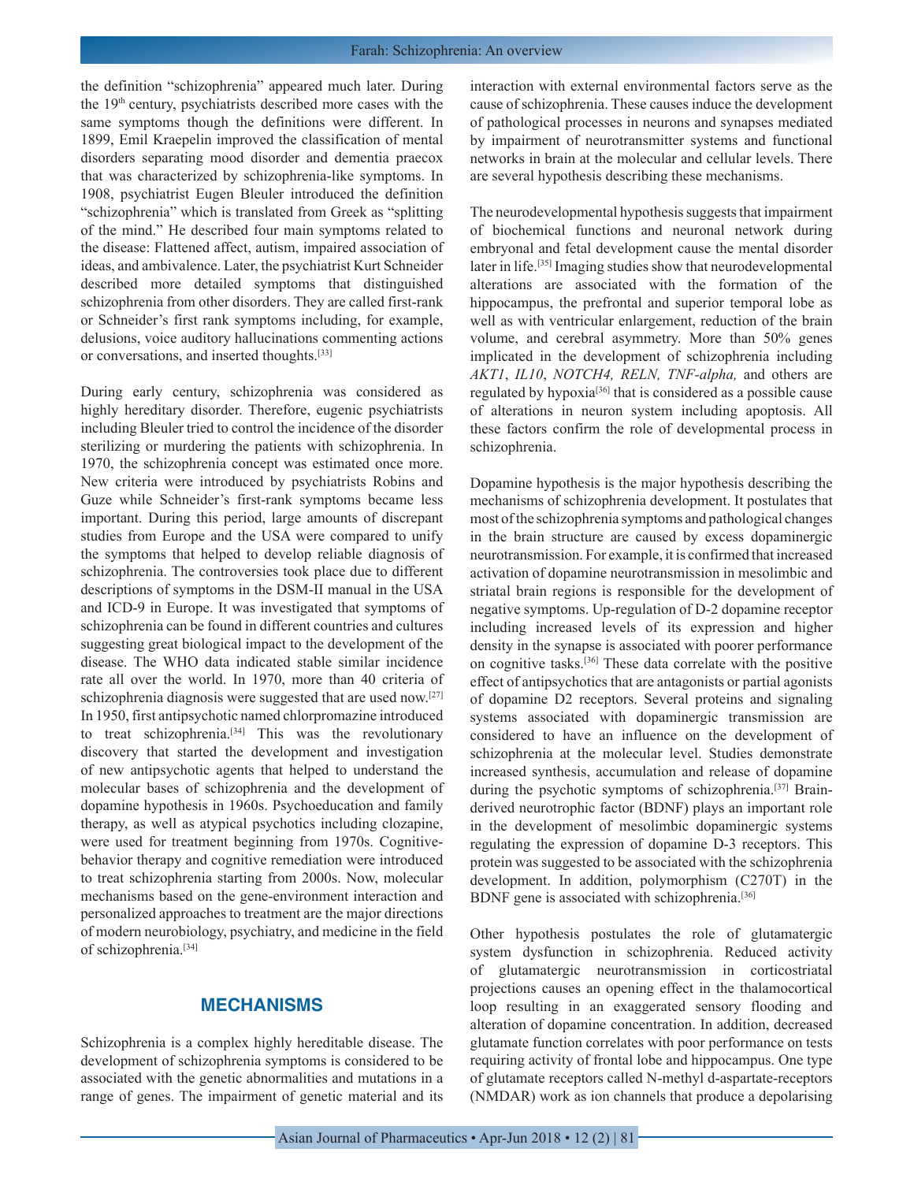the definition "schizophrenia" appeared much later. During the 19th century, psychiatrists described more cases with the same symptoms though the definitions were different. In 1899, Emil Kraepelin improved the classification of mental disorders separating mood disorder and dementia praecox that was characterized by schizophrenia-like symptoms. In 1908, psychiatrist Eugen Bleuler introduced the definition "schizophrenia" which is translated from Greek as "splitting of the mind." He described four main symptoms related to the disease: Flattened affect, autism, impaired association of ideas, and ambivalence. Later, the psychiatrist Kurt Schneider described more detailed symptoms that distinguished schizophrenia from other disorders. They are called first-rank or Schneider's first rank symptoms including, for example, delusions, voice auditory hallucinations commenting actions or conversations, and inserted thoughts.[33]

During early century, schizophrenia was considered as highly hereditary disorder. Therefore, eugenic psychiatrists including Bleuler tried to control the incidence of the disorder sterilizing or murdering the patients with schizophrenia. In 1970, the schizophrenia concept was estimated once more. New criteria were introduced by psychiatrists Robins and Guze while Schneider's first-rank symptoms became less important. During this period, large amounts of discrepant studies from Europe and the USA were compared to unify the symptoms that helped to develop reliable diagnosis of schizophrenia. The controversies took place due to different descriptions of symptoms in the DSM-II manual in the USA and ICD-9 in Europe. It was investigated that symptoms of schizophrenia can be found in different countries and cultures suggesting great biological impact to the development of the disease. The WHO data indicated stable similar incidence rate all over the world. In 1970, more than 40 criteria of schizophrenia diagnosis were suggested that are used now.[27] In 1950, first antipsychotic named chlorpromazine introduced to treat schizophrenia.[34] This was the revolutionary discovery that started the development and investigation of new antipsychotic agents that helped to understand the molecular bases of schizophrenia and the development of dopamine hypothesis in 1960s. Psychoeducation and family therapy, as well as atypical psychotics including clozapine, were used for treatment beginning from 1970s. Cognitive-behavior therapy and cognitive remediation were introduced to treat schizophrenia starting from 2000s. Now, molecular mechanisms based on the gene-environment interaction and personalized approaches to treatment are the major directions of modern neurobiology, psychiatry, and medicine in the field of schizophrenia.[34]

## MECHANISMS

Schizophrenia is a complex highly hereditable disease. The development of schizophrenia symptoms is considered to be associated with the genetic abnormalities and mutations in a range of genes. The impairment of genetic material and its interaction with external environmental factors serve as the cause of schizophrenia. These causes induce the development of pathological processes in neurons and synapses mediated by impairment of neurotransmitter systems and functional networks in brain at the molecular and cellular levels. There are several hypothesis describing these mechanisms.

The neurodevelopmental hypothesis suggests that impairment of biochemical functions and neuronal network during embryonal and fetal development cause the mental disorder later in life.[35] Imaging studies show that neurodevelopmental alterations are associated with the formation of the hippocampus, the prefrontal and superior temporal lobe as well as with ventricular enlargement, reduction of the brain volume, and cerebral asymmetry. More than 50% genes implicated in the development of schizophrenia including *AKT1*, *IL10*, *NOTCH4, RELN, TNF-alpha,* and others are regulated by hypoxia[36] that is considered as a possible cause of alterations in neuron system including apoptosis. All these factors confirm the role of developmental process in schizophrenia.

Dopamine hypothesis is the major hypothesis describing the mechanisms of schizophrenia development. It postulates that most of the schizophrenia symptoms and pathological changes in the brain structure are caused by excess dopaminergic neurotransmission. For example, it is confirmed that increased activation of dopamine neurotransmission in mesolimbic and striatal brain regions is responsible for the development of negative symptoms. Up-regulation of D-2 dopamine receptor including increased levels of its expression and higher density in the synapse is associated with poorer performance on cognitive tasks.[36] These data correlate with the positive effect of antipsychotics that are antagonists or partial agonists of dopamine D2 receptors. Several proteins and signaling systems associated with dopaminergic transmission are considered to have an influence on the development of schizophrenia at the molecular level. Studies demonstrate increased synthesis, accumulation and release of dopamine during the psychotic symptoms of schizophrenia.[37] Brain-derived neurotrophic factor (BDNF) plays an important role in the development of mesolimbic dopaminergic systems regulating the expression of dopamine D-3 receptors. This protein was suggested to be associated with the schizophrenia development. In addition, polymorphism (C270T) in the BDNF gene is associated with schizophrenia.[36]

Other hypothesis postulates the role of glutamatergic system dysfunction in schizophrenia. Reduced activity of glutamatergic neurotransmission in corticostriatal projections causes an opening effect in the thalamocortical loop resulting in an exaggerated sensory flooding and alteration of dopamine concentration. In addition, decreased glutamate function correlates with poor performance on tests requiring activity of frontal lobe and hippocampus. One type of glutamate receptors called N-methyl d-aspartate-receptors (NMDAR) work as ion channels that produce a depolarising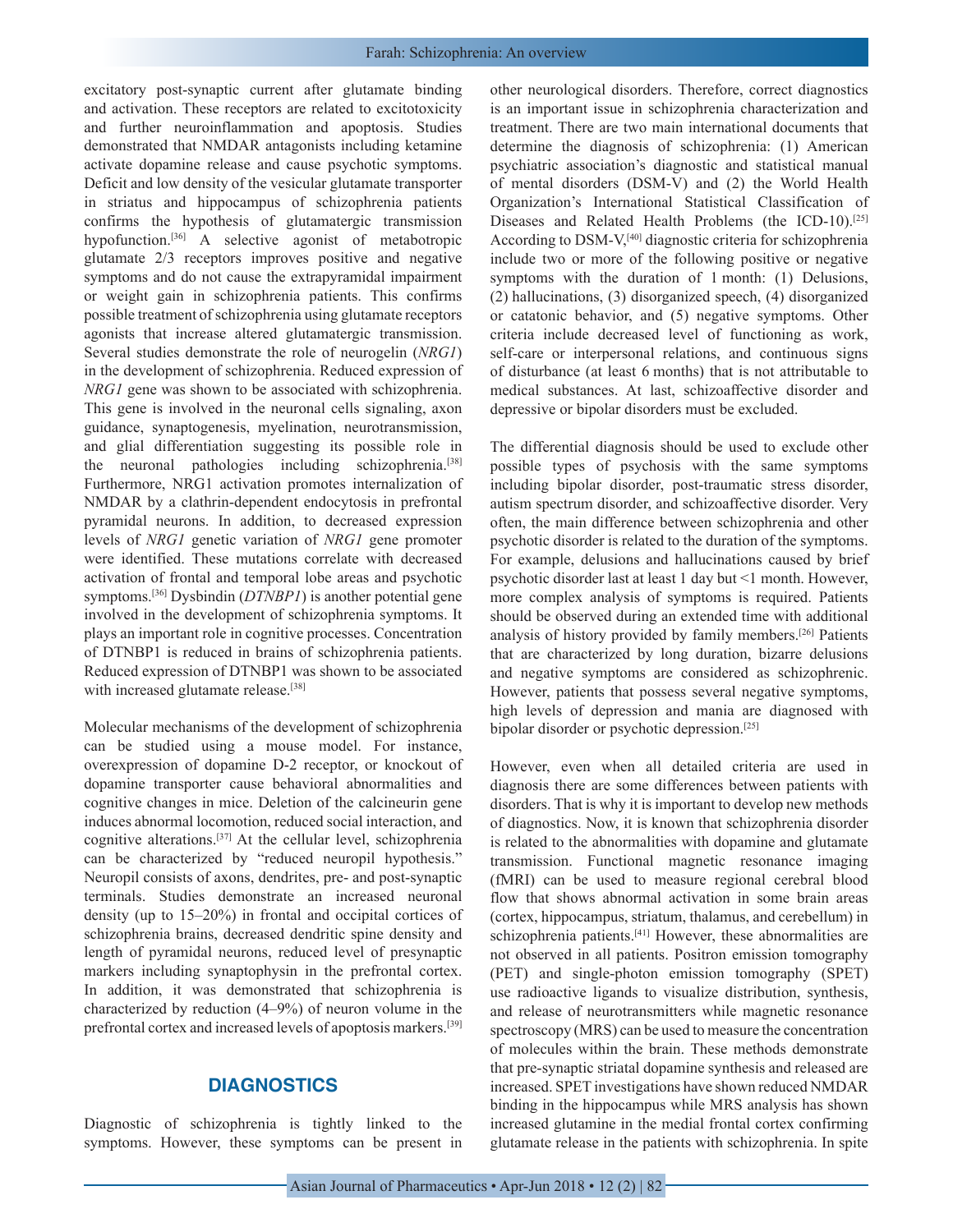excitatory post-synaptic current after glutamate binding and activation. These receptors are related to excitotoxicity and further neuroinflammation and apoptosis. Studies demonstrated that NMDAR antagonists including ketamine activate dopamine release and cause psychotic symptoms. Deficit and low density of the vesicular glutamate transporter in striatus and hippocampus of schizophrenia patients confirms the hypothesis of glutamatergic transmission hypofunction.[36] A selective agonist of metabotropic glutamate 2/3 receptors improves positive and negative symptoms and do not cause the extrapyramidal impairment or weight gain in schizophrenia patients. This confirms possible treatment of schizophrenia using glutamate receptors agonists that increase altered glutamatergic transmission. Several studies demonstrate the role of neuregelin (*NRG1*) in the development of schizophrenia. Reduced expression of *NRG1* gene was shown to be associated with schizophrenia. This gene is involved in the neuronal cells signaling, axon guidance, synaptogenesis, myelination, neurotransmission, and glial differentiation suggesting its possible role in the neuronal pathologies including schizophrenia.[38] Furthermore, NRG1 activation promotes internalization of NMDAR by a clathrin-dependent endocytosis in prefrontal pyramidal neurons. In addition, to decreased expression levels of *NRG1* genetic variation of *NRG1* gene promoter were identified. These mutations correlate with decreased activation of frontal and temporal lobe areas and psychotic symptoms.[36] Dysbindin (*DTNBP1*) is another potential gene involved in the development of schizophrenia symptoms. It plays an important role in cognitive processes. Concentration of DTNBP1 is reduced in brains of schizophrenia patients. Reduced expression of DTNBP1 was shown to be associated with increased glutamate release.[38]

Molecular mechanisms of the development of schizophrenia can be studied using a mouse model. For instance, overexpression of dopamine D-2 receptor, or knockout of dopamine transporter cause behavioral abnormalities and cognitive changes in mice. Deletion of the calcineurin gene induces abnormal locomotion, reduced social interaction, and cognitive alterations.[37] At the cellular level, schizophrenia can be characterized by "reduced neuropil hypothesis." Neuropil consists of axons, dendrites, pre- and post-synaptic terminals. Studies demonstrate an increased neuronal density (up to 15–20%) in frontal and occipital cortices of schizophrenia brains, decreased dendritic spine density and length of pyramidal neurons, reduced level of presynaptic markers including synaptophysin in the prefrontal cortex. In addition, it was demonstrated that schizophrenia is characterized by reduction (4–9%) of neuron volume in the prefrontal cortex and increased levels of apoptosis markers.[39]

## DIAGNOSTICS

Diagnostic of schizophrenia is tightly linked to the symptoms. However, these symptoms can be present in other neurological disorders. Therefore, correct diagnostics is an important issue in schizophrenia characterization and treatment. There are two main international documents that determine the diagnosis of schizophrenia: (1) American psychiatric association's diagnostic and statistical manual of mental disorders (DSM-V) and (2) the World Health Organization's International Statistical Classification of Diseases and Related Health Problems (the ICD-10).[25] According to DSM-V,[40] diagnostic criteria for schizophrenia include two or more of the following positive or negative symptoms with the duration of 1 month: (1) Delusions, (2) hallucinations, (3) disorganized speech, (4) disorganized or catatonic behavior, and (5) negative symptoms. Other criteria include decreased level of functioning as work, self-care or interpersonal relations, and continuous signs of disturbance (at least 6 months) that is not attributable to medical substances. At last, schizoaffective disorder and depressive or bipolar disorders must be excluded.

The differential diagnosis should be used to exclude other possible types of psychosis with the same symptoms including bipolar disorder, post-traumatic stress disorder, autism spectrum disorder, and schizoaffective disorder. Very often, the main difference between schizophrenia and other psychotic disorder is related to the duration of the symptoms. For example, delusions and hallucinations caused by brief psychotic disorder last at least 1 day but <1 month. However, more complex analysis of symptoms is required. Patients should be observed during an extended time with additional analysis of history provided by family members.[26] Patients that are characterized by long duration, bizarre delusions and negative symptoms are considered as schizophrenic. However, patients that possess several negative symptoms, high levels of depression and mania are diagnosed with bipolar disorder or psychotic depression.[25]

However, even when all detailed criteria are used in diagnosis there are some differences between patients with disorders. That is why it is important to develop new methods of diagnostics. Now, it is known that schizophrenia disorder is related to the abnormalities with dopamine and glutamate transmission. Functional magnetic resonance imaging (fMRI) can be used to measure regional cerebral blood flow that shows abnormal activation in some brain areas (cortex, hippocampus, striatum, thalamus, and cerebellum) in schizophrenia patients.[41] However, these abnormalities are not observed in all patients. Positron emission tomography (PET) and single-photon emission tomography (SPET) use radioactive ligands to visualize distribution, synthesis, and release of neurotransmitters while magnetic resonance spectroscopy (MRS) can be used to measure the concentration of molecules within the brain. These methods demonstrate that pre-synaptic striatal dopamine synthesis and released are increased. SPET investigations have shown reduced NMDAR binding in the hippocampus while MRS analysis has shown increased glutamine in the medial frontal cortex confirming glutamate release in the patients with schizophrenia. In spite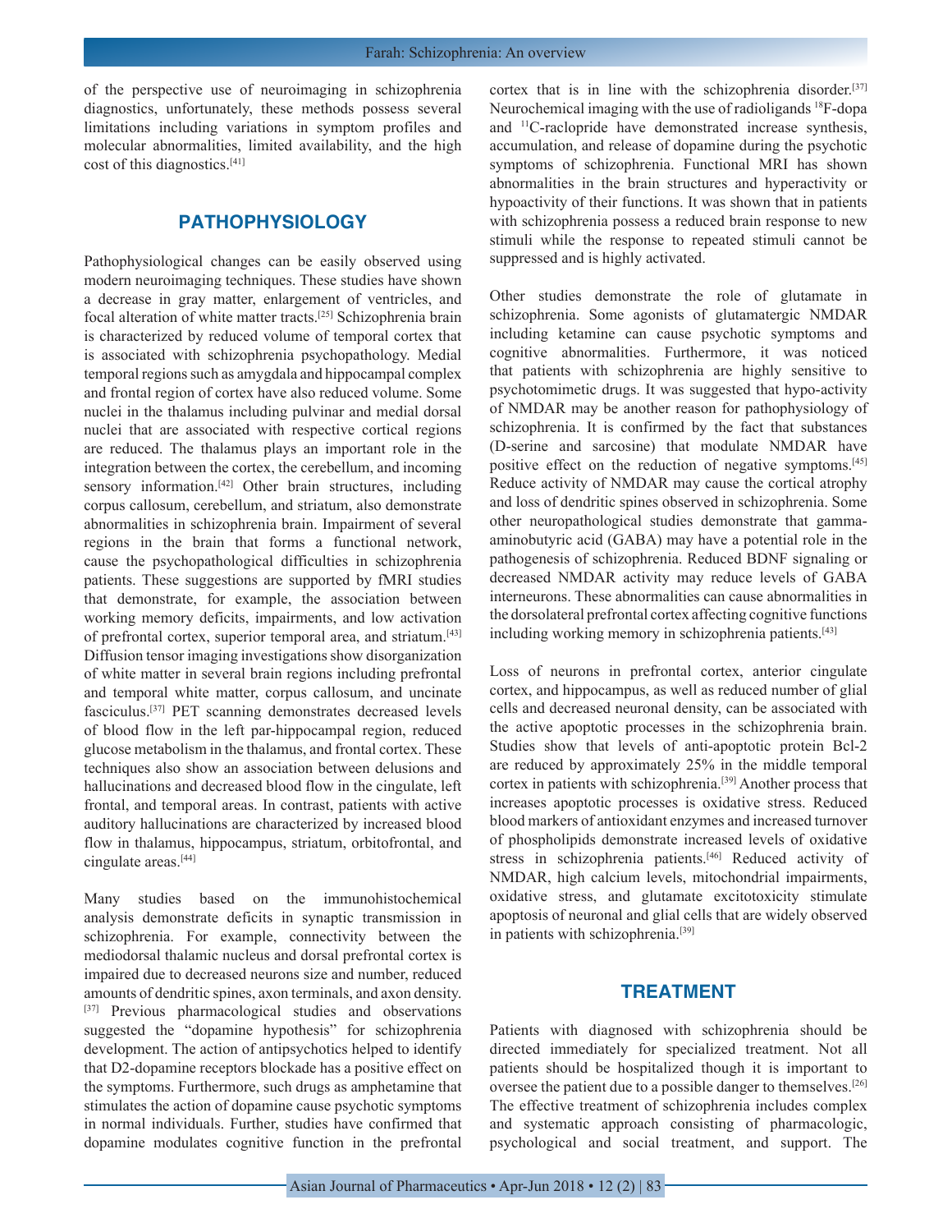of the perspective use of neuroimaging in schizophrenia diagnostics, unfortunately, these methods possess several limitations including variations in symptom profiles and molecular abnormalities, limited availability, and the high cost of this diagnostics.[41]

## PATHOPHYSIOLOGY

Pathophysiological changes can be easily observed using modern neuroimaging techniques. These studies have shown a decrease in gray matter, enlargement of ventricles, and focal alteration of white matter tracts.[25] Schizophrenia brain is characterized by reduced volume of temporal cortex that is associated with schizophrenia psychopathology. Medial temporal regions such as amygdala and hippocampal complex and frontal region of cortex have also reduced volume. Some nuclei in the thalamus including pulvinar and medial dorsal nuclei that are associated with respective cortical regions are reduced. The thalamus plays an important role in the integration between the cortex, the cerebellum, and incoming sensory information.[42] Other brain structures, including corpus callosum, cerebellum, and striatum, also demonstrate abnormalities in schizophrenia brain. Impairment of several regions in the brain that forms a functional network, cause the psychopathological difficulties in schizophrenia patients. These suggestions are supported by fMRI studies that demonstrate, for example, the association between working memory deficits, impairments, and low activation of prefrontal cortex, superior temporal area, and striatum.[43] Diffusion tensor imaging investigations show disorganization of white matter in several brain regions including prefrontal and temporal white matter, corpus callosum, and uncinate fasciculus.[37] PET scanning demonstrates decreased levels of blood flow in the left par-hippocampal region, reduced glucose metabolism in the thalamus, and frontal cortex. These techniques also show an association between delusions and hallucinations and decreased blood flow in the cingulate, left frontal, and temporal areas. In contrast, patients with active auditory hallucinations are characterized by increased blood flow in thalamus, hippocampus, striatum, orbitofrontal, and cingulate areas.[44]

Many studies based on the immunohistochemical analysis demonstrate deficits in synaptic transmission in schizophrenia. For example, connectivity between the mediodorsal thalamic nucleus and dorsal prefrontal cortex is impaired due to decreased neurons size and number, reduced amounts of dendritic spines, axon terminals, and axon density.[37] Previous pharmacological studies and observations suggested the "dopamine hypothesis" for schizophrenia development. The action of antipsychotics helped to identify that D2-dopamine receptors blockade has a positive effect on the symptoms. Furthermore, such drugs as amphetamine that stimulates the action of dopamine cause psychotic symptoms in normal individuals. Further, studies have confirmed that dopamine modulates cognitive function in the prefrontal cortex that is in line with the schizophrenia disorder.[37] Neurochemical imaging with the use of radioligands $^{18}$F-dopa and $^{11}$C-raclopride have demonstrated increase synthesis, accumulation, and release of dopamine during the psychotic symptoms of schizophrenia. Functional MRI has shown abnormalities in the brain structures and hyperactivity or hypoactivity of their functions. It was shown that in patients with schizophrenia possess a reduced brain response to new stimuli while the response to repeated stimuli cannot be suppressed and is highly activated.

Other studies demonstrate the role of glutamate in schizophrenia. Some agonists of glutamatergic NMDAR including ketamine can cause psychotic symptoms and cognitive abnormalities. Furthermore, it was noticed that patients with schizophrenia are highly sensitive to psychotomimetic drugs. It was suggested that hypo-activity of NMDAR may be another reason for pathophysiology of schizophrenia. It is confirmed by the fact that substances (D-serine and sarcosine) that modulate NMDAR have positive effect on the reduction of negative symptoms.[45] Reduce activity of NMDAR may cause the cortical atrophy and loss of dendritic spines observed in schizophrenia. Some other neuropathological studies demonstrate that gamma-aminobutyric acid (GABA) may have a potential role in the pathogenesis of schizophrenia. Reduced BDNF signaling or decreased NMDAR activity may reduce levels of GABA interneurons. These abnormalities can cause abnormalities in the dorsolateral prefrontal cortex affecting cognitive functions including working memory in schizophrenia patients.[43]

Loss of neurons in prefrontal cortex, anterior cingulate cortex, and hippocampus, as well as reduced number of glial cells and decreased neuronal density, can be associated with the active apoptotic processes in the schizophrenia brain. Studies show that levels of anti-apoptotic protein Bcl-2 are reduced by approximately 25% in the middle temporal cortex in patients with schizophrenia.[39] Another process that increases apoptotic processes is oxidative stress. Reduced blood markers of antioxidant enzymes and increased turnover of phospholipids demonstrate increased levels of oxidative stress in schizophrenia patients.[46] Reduced activity of NMDAR, high calcium levels, mitochondrial impairments, oxidative stress, and glutamate excitotoxicity stimulate apoptosis of neuronal and glial cells that are widely observed in patients with schizophrenia.[39]

## TREATMENT

Patients with diagnosed with schizophrenia should be directed immediately for specialized treatment. Not all patients should be hospitalized though it is important to oversee the patient due to a possible danger to themselves.[26] The effective treatment of schizophrenia includes complex and systematic approach consisting of pharmacologic, psychological and social treatment, and support. The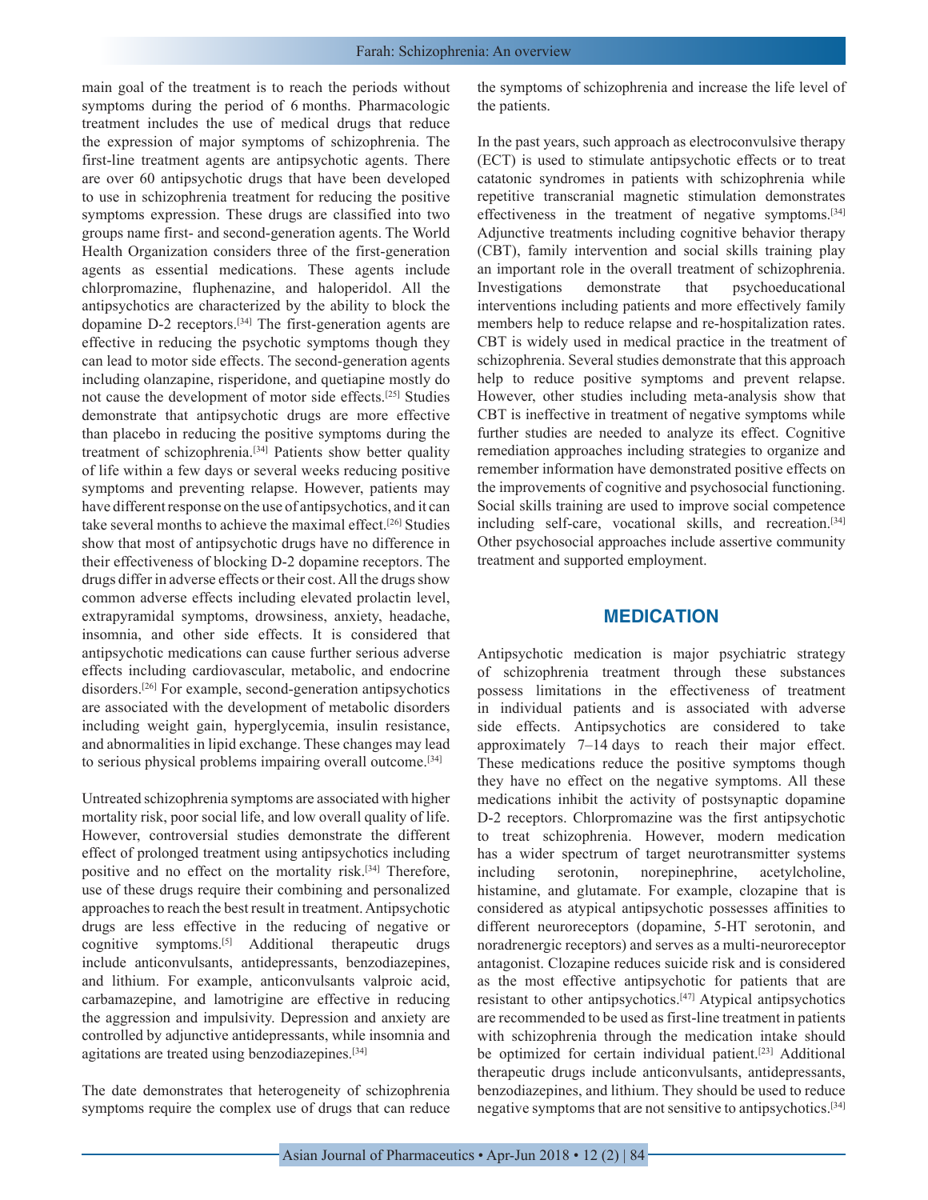main goal of the treatment is to reach the periods without symptoms during the period of 6 months. Pharmacologic treatment includes the use of medical drugs that reduce the expression of major symptoms of schizophrenia. The first-line treatment agents are antipsychotic agents. There are over 60 antipsychotic drugs that have been developed to use in schizophrenia treatment for reducing the positive symptoms expression. These drugs are classified into two groups name first- and second-generation agents. The World Health Organization considers three of the first-generation agents as essential medications. These agents include chlorpromazine, fluphenazine, and haloperidol. All the antipsychotics are characterized by the ability to block the dopamine D-2 receptors.[34] The first-generation agents are effective in reducing the psychotic symptoms though they can lead to motor side effects. The second-generation agents including olanzapine, risperidone, and quetiapine mostly do not cause the development of motor side effects.[25] Studies demonstrate that antipsychotic drugs are more effective than placebo in reducing the positive symptoms during the treatment of schizophrenia.[34] Patients show better quality of life within a few days or several weeks reducing positive symptoms and preventing relapse. However, patients may have different response on the use of antipsychotics, and it can take several months to achieve the maximal effect.[26] Studies show that most of antipsychotic drugs have no difference in their effectiveness of blocking D-2 dopamine receptors. The drugs differ in adverse effects or their cost. All the drugs show common adverse effects including elevated prolactin level, extrapyramidal symptoms, drowsiness, anxiety, headache, insomnia, and other side effects. It is considered that antipsychotic medications can cause further serious adverse effects including cardiovascular, metabolic, and endocrine disorders.[26] For example, second-generation antipsychotics are associated with the development of metabolic disorders including weight gain, hyperglycemia, insulin resistance, and abnormalities in lipid exchange. These changes may lead to serious physical problems impairing overall outcome.[34]

Untreated schizophrenia symptoms are associated with higher mortality risk, poor social life, and low overall quality of life. However, controversial studies demonstrate the different effect of prolonged treatment using antipsychotics including positive and no effect on the mortality risk.[34] Therefore, use of these drugs require their combining and personalized approaches to reach the best result in treatment. Antipsychotic drugs are less effective in the reducing of negative or cognitive symptoms.[5] Additional therapeutic drugs include anticonvulsants, antidepressants, benzodiazepines, and lithium. For example, anticonvulsants valproic acid, carbamazepine, and lamotrigine are effective in reducing the aggression and impulsivity. Depression and anxiety are controlled by adjunctive antidepressants, while insomnia and agitations are treated using benzodiazepines.[34]

The date demonstrates that heterogeneity of schizophrenia symptoms require the complex use of drugs that can reduce the symptoms of schizophrenia and increase the life level of the patients.

In the past years, such approach as electroconvulsive therapy (ECT) is used to stimulate antipsychotic effects or to treat catatonic syndromes in patients with schizophrenia while repetitive transcranial magnetic stimulation demonstrates effectiveness in the treatment of negative symptoms.[34] Adjunctive treatments including cognitive behavior therapy (CBT), family intervention and social skills training play an important role in the overall treatment of schizophrenia. Investigations demonstrate that psychoeducational interventions including patients and more effectively family members help to reduce relapse and re-hospitalization rates. CBT is widely used in medical practice in the treatment of schizophrenia. Several studies demonstrate that this approach help to reduce positive symptoms and prevent relapse. However, other studies including meta-analysis show that CBT is ineffective in treatment of negative symptoms while further studies are needed to analyze its effect. Cognitive remediation approaches including strategies to organize and remember information have demonstrated positive effects on the improvements of cognitive and psychosocial functioning. Social skills training are used to improve social competence including self-care, vocational skills, and recreation.[34] Other psychosocial approaches include assertive community treatment and supported employment.

## MEDICATION

Antipsychotic medication is major psychiatric strategy of schizophrenia treatment through these substances possess limitations in the effectiveness of treatment in individual patients and is associated with adverse side effects. Antipsychotics are considered to take approximately 7–14 days to reach their major effect. These medications reduce the positive symptoms though they have no effect on the negative symptoms. All these medications inhibit the activity of postsynaptic dopamine D-2 receptors. Chlorpromazine was the first antipsychotic to treat schizophrenia. However, modern medication has a wider spectrum of target neurotransmitter systems including serotonin, norepinephrine, acetylcholine, histamine, and glutamate. For example, clozapine that is considered as atypical antipsychotic possesses affinities to different neuroreceptors (dopamine, 5-HT serotonin, and noradrenergic receptors) and serves as a multi-neuroreceptor antagonist. Clozapine reduces suicide risk and is considered as the most effective antipsychotic for patients that are resistant to other antipsychotics.[47] Atypical antipsychotics are recommended to be used as first-line treatment in patients with schizophrenia through the medication intake should be optimized for certain individual patient.[23] Additional therapeutic drugs include anticonvulsants, antidepressants, benzodiazepines, and lithium. They should be used to reduce negative symptoms that are not sensitive to antipsychotics.[34]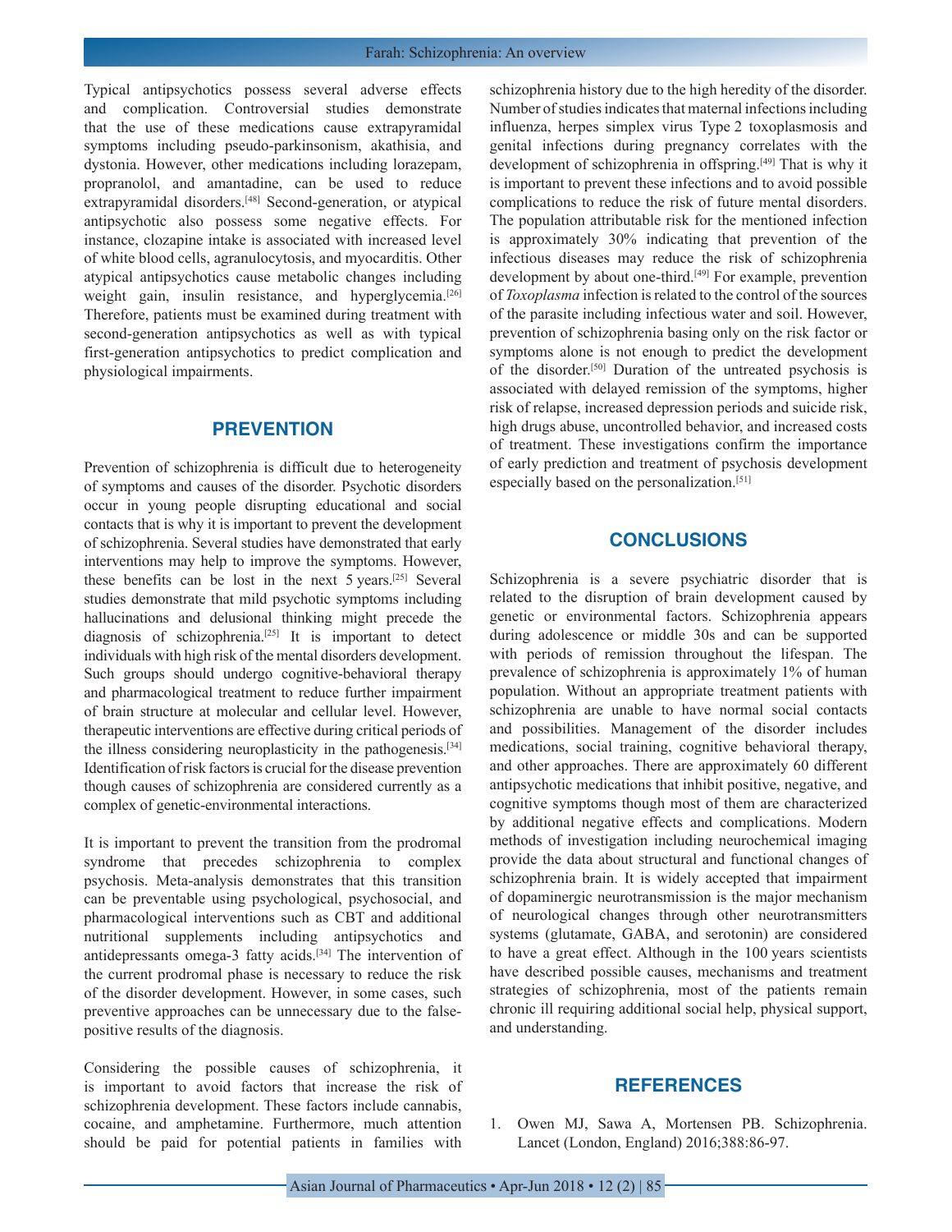Typical antipsychotics possess several adverse effects and complication. Controversial studies demonstrate that the use of these medications cause extrapyramidal symptoms including pseudo-parkinsonism, akathisia, and dystonia. However, other medications including lorazepam, propranolol, and amantadine, can be used to reduce extrapyramidal disorders.[48] Second-generation, or atypical antipsychotic also possess some negative effects. For instance, clozapine intake is associated with increased level of white blood cells, agranulocytosis, and myocarditis. Other atypical antipsychotics cause metabolic changes including weight gain, insulin resistance, and hyperglycemia.[26] Therefore, patients must be examined during treatment with second-generation antipsychotics as well as with typical first-generation antipsychotics to predict complication and physiological impairments.

## PREVENTION

Prevention of schizophrenia is difficult due to heterogeneity of symptoms and causes of the disorder. Psychotic disorders occur in young people disrupting educational and social contacts that is why it is important to prevent the development of schizophrenia. Several studies have demonstrated that early interventions may help to improve the symptoms. However, these benefits can be lost in the next 5 years.[25] Several studies demonstrate that mild psychotic symptoms including hallucinations and delusional thinking might precede the diagnosis of schizophrenia.[25] It is important to detect individuals with high risk of the mental disorders development. Such groups should undergo cognitive-behavioral therapy and pharmacological treatment to reduce further impairment of brain structure at molecular and cellular level. However, therapeutic interventions are effective during critical periods of the illness considering neuroplasticity in the pathogenesis.[34] Identification of risk factors is crucial for the disease prevention though causes of schizophrenia are considered currently as a complex of genetic-environmental interactions.

It is important to prevent the transition from the prodromal syndrome that precedes schizophrenia to complex psychosis. Meta-analysis demonstrates that this transition can be preventable using psychological, psychosocial, and pharmacological interventions such as CBT and additional nutritional supplements including antipsychotics and antidepressants omega-3 fatty acids.[34] The intervention of the current prodromal phase is necessary to reduce the risk of the disorder development. However, in some cases, such preventive approaches can be unnecessary due to the false-positive results of the diagnosis.

Considering the possible causes of schizophrenia, it is important to avoid factors that increase the risk of schizophrenia development. These factors include cannabis, cocaine, and amphetamine. Furthermore, much attention should be paid for potential patients in families with schizophrenia history due to the high heredity of the disorder. Number of studies indicates that maternal infections including influenza, herpes simplex virus Type 2 toxoplasmosis and genital infections during pregnancy correlates with the development of schizophrenia in offspring.[49] That is why it is important to prevent these infections and to avoid possible complications to reduce the risk of future mental disorders. The population attributable risk for the mentioned infection is approximately 30% indicating that prevention of the infectious diseases may reduce the risk of schizophrenia development by about one-third.[49] For example, prevention of *Toxoplasma* infection is related to the control of the sources of the parasite including infectious water and soil. However, prevention of schizophrenia basing only on the risk factor or symptoms alone is not enough to predict the development of the disorder.[50] Duration of the untreated psychosis is associated with delayed remission of the symptoms, higher risk of relapse, increased depression periods and suicide risk, high drugs abuse, uncontrolled behavior, and increased costs of treatment. These investigations confirm the importance of early prediction and treatment of psychosis development especially based on the personalization.[51]

## CONCLUSIONS

Schizophrenia is a severe psychiatric disorder that is related to the disruption of brain development caused by genetic or environmental factors. Schizophrenia appears during adolescence or middle 30s and can be supported with periods of remission throughout the lifespan. The prevalence of schizophrenia is approximately 1% of human population. Without an appropriate treatment patients with schizophrenia are unable to have normal social contacts and possibilities. Management of the disorder includes medications, social training, cognitive behavioral therapy, and other approaches. There are approximately 60 different antipsychotic medications that inhibit positive, negative, and cognitive symptoms though most of them are characterized by additional negative effects and complications. Modern methods of investigation including neurochemical imaging provide the data about structural and functional changes of schizophrenia brain. It is widely accepted that impairment of dopaminergic neurotransmission is the major mechanism of neurological changes through other neurotransmitters systems (glutamate, GABA, and serotonin) are considered to have a great effect. Although in the 100 years scientists have described possible causes, mechanisms and treatment strategies of schizophrenia, most of the patients remain chronic ill requiring additional social help, physical support, and understanding.

## REFERENCES

1. Owen MJ, Sawa A, Mortensen PB. Schizophrenia. Lancet (London, England) 2016;388:86-97.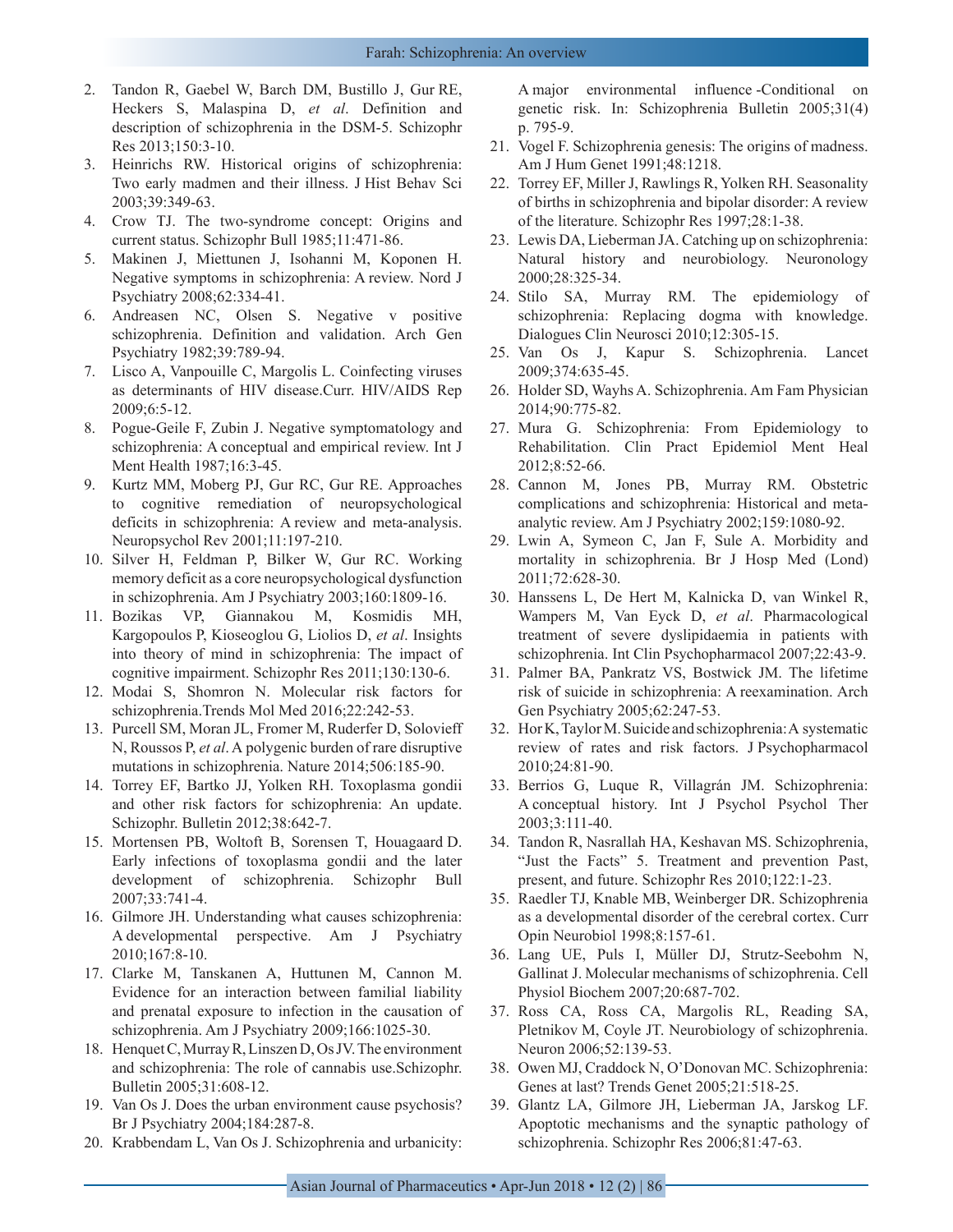2. Tandon R, Gaebel W, Barch DM, Bustillo J, Gur RE, Heckers S, Malaspina D, *et al*. Definition and description of schizophrenia in the DSM-5. Schizophr Res 2013;150:3-10.
3. Heinrichs RW. Historical origins of schizophrenia: Two early madmen and their illness. J Hist Behav Sci 2003;39:349-63.
4. Crow TJ. The two-syndrome concept: Origins and current status. Schizophr Bull 1985;11:471-86.
5. Makinen J, Miettunen J, Isohanni M, Koponen H. Negative symptoms in schizophrenia: A review. Nord J Psychiatry 2008;62:334-41.
6. Andreasen NC, Olsen S. Negative v positive schizophrenia. Definition and validation. Arch Gen Psychiatry 1982;39:789-94.
7. Lisco A, Vanpouille C, Margolis L. Coinfecting viruses as determinants of HIV disease.Curr. HIV/AIDS Rep 2009;6:5-12.
8. Pogue-Geile F, Zubin J. Negative symptomatology and schizophrenia: A conceptual and empirical review. Int J Ment Health 1987;16:3-45.
9. Kurtz MM, Moberg PJ, Gur RC, Gur RE. Approaches to cognitive remediation of neuropsychological deficits in schizophrenia: A review and meta-analysis. Neuropsychol Rev 2001;11:197-210.
10. Silver H, Feldman P, Bilker W, Gur RC. Working memory deficit as a core neuropsychological dysfunction in schizophrenia. Am J Psychiatry 2003;160:1809-16.
11. Bozikas VP, Giannakou M, Kosmidis MH, Kargopoulos P, Kioseoglou G, Liolios D, *et al*. Insights into theory of mind in schizophrenia: The impact of cognitive impairment. Schizophr Res 2011;130:130-6.
12. Modai S, Shomron N. Molecular risk factors for schizophrenia.Trends Mol Med 2016;22:242-53.
13. Purcell SM, Moran JL, Fromer M, Ruderfer D, Solovieff N, Roussos P, *et al*. A polygenic burden of rare disruptive mutations in schizophrenia. Nature 2014;506:185-90.
14. Torrey EF, Bartko JJ, Yolken RH. Toxoplasma gondii and other risk factors for schizophrenia: An update. Schizophr. Bulletin 2012;38:642-7.
15. Mortensen PB, Woltoft B, Sorensen T, Houagaard D. Early infections of toxoplasma gondii and the later development of schizophrenia. Schizophr Bull 2007;33:741-4.
16. Gilmore JH. Understanding what causes schizophrenia: A developmental perspective. Am J Psychiatry 2010;167:8-10.
17. Clarke M, Tanskanen A, Huttunen M, Cannon M. Evidence for an interaction between familial liability and prenatal exposure to infection in the causation of schizophrenia. Am J Psychiatry 2009;166:1025-30.
18. Henquet C, Murray R, Linszen D, Os JV. The environment and schizophrenia: The role of cannabis use.Schizophr. Bulletin 2005;31:608-12.
19. Van Os J. Does the urban environment cause psychosis? Br J Psychiatry 2004;184:287-8.
20. Krabbendam L, Van Os J. Schizophrenia and urbanicity: A major environmental influence -Conditional on genetic risk. In: Schizophrenia Bulletin 2005;31(4) p. 795-9.
21. Vogel F. Schizophrenia genesis: The origins of madness. Am J Hum Genet 1991;48:1218.
22. Torrey EF, Miller J, Rawlings R, Yolken RH. Seasonality of births in schizophrenia and bipolar disorder: A review of the literature. Schizophr Res 1997;28:1-38.
23. Lewis DA, Lieberman JA. Catching up on schizophrenia: Natural history and neurobiology. Neuronology 2000;28:325-34.
24. Stilo SA, Murray RM. The epidemiology of schizophrenia: Replacing dogma with knowledge. Dialogues Clin Neurosci 2010;12:305-15.
25. Van Os J, Kapur S. Schizophrenia. Lancet 2009;374:635-45.
26. Holder SD, Wayhs A. Schizophrenia. Am Fam Physician 2014;90:775-82.
27. Mura G. Schizophrenia: From Epidemiology to Rehabilitation. Clin Pract Epidemiol Ment Heal 2012;8:52-66.
28. Cannon M, Jones PB, Murray RM. Obstetric complications and schizophrenia: Historical and meta-analytic review. Am J Psychiatry 2002;159:1080-92.
29. Lwin A, Symeon C, Jan F, Sule A. Morbidity and mortality in schizophrenia. Br J Hosp Med (Lond) 2011;72:628-30.
30. Hanssens L, De Hert M, Kalnicka D, van Winkel R, Wampers M, Van Eyck D, *et al*. Pharmacological treatment of severe dyslipidaemia in patients with schizophrenia. Int Clin Psychopharmacol 2007;22:43-9.
31. Palmer BA, Pankratz VS, Bostwick JM. The lifetime risk of suicide in schizophrenia: A reexamination. Arch Gen Psychiatry 2005;62:247-53.
32. Hor K, Taylor M. Suicide and schizophrenia: A systematic review of rates and risk factors. J Psychopharmacol 2010;24:81-90.
33. Berrios G, Luque R, Villagrán JM. Schizophrenia: A conceptual history. Int J Psychol Psychol Ther 2003;3:111-40.
34. Tandon R, Nasrallah HA, Keshavan MS. Schizophrenia, "Just the Facts" 5. Treatment and prevention Past, present, and future. Schizophr Res 2010;122:1-23.
35. Raedler TJ, Knable MB, Weinberger DR. Schizophrenia as a developmental disorder of the cerebral cortex. Curr Opin Neurobiol 1998;8:157-61.
36. Lang UE, Puls I, Müller DJ, Strutz-Seebohm N, Gallinat J. Molecular mechanisms of schizophrenia. Cell Physiol Biochem 2007;20:687-702.
37. Ross CA, Ross CA, Margolis RL, Reading SA, Pletnikov M, Coyle JT. Neurobiology of schizophrenia. Neuron 2006;52:139-53.
38. Owen MJ, Craddock N, O'Donovan MC. Schizophrenia: Genes at last? Trends Genet 2005;21:518-25.
39. Glantz LA, Gilmore JH, Lieberman JA, Jarskog LF. Apoptotic mechanisms and the synaptic pathology of schizophrenia. Schizophr Res 2006;81:47-63.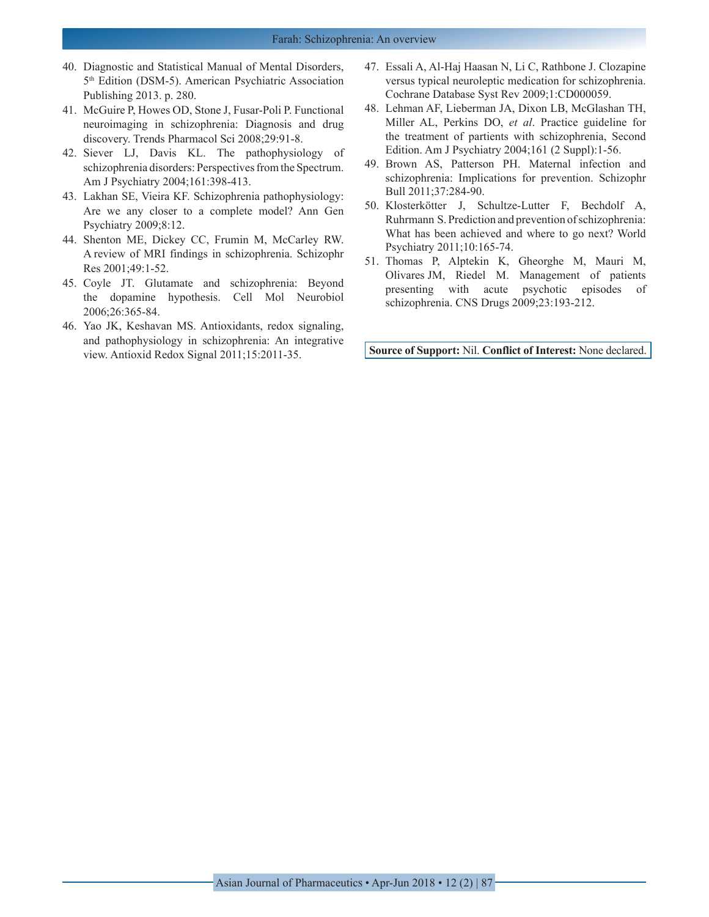40. Diagnostic and Statistical Manual of Mental Disorders, 5th Edition (DSM-5). American Psychiatric Association Publishing 2013. p. 280.
41. McGuire P, Howes OD, Stone J, Fusar-Poli P. Functional neuroimaging in schizophrenia: Diagnosis and drug discovery. Trends Pharmacol Sci 2008;29:91-8.
42. Siever LJ, Davis KL. The pathophysiology of schizophrenia disorders: Perspectives from the Spectrum. Am J Psychiatry 2004;161:398-413.
43. Lakhan SE, Vieira KF. Schizophrenia pathophysiology: Are we any closer to a complete model? Ann Gen Psychiatry 2009;8:12.
44. Shenton ME, Dickey CC, Frumin M, McCarley RW. A review of MRI findings in schizophrenia. Schizophr Res 2001;49:1-52.
45. Coyle JT. Glutamate and schizophrenia: Beyond the dopamine hypothesis. Cell Mol Neurobiol 2006;26:365-84.
46. Yao JK, Keshavan MS. Antioxidants, redox signaling, and pathophysiology in schizophrenia: An integrative view. Antioxid Redox Signal 2011;15:2011-35.
47. Essali A, Al-Haj Haasan N, Li C, Rathbone J. Clozapine versus typical neuroleptic medication for schizophrenia. Cochrane Database Syst Rev 2009;1:CD000059.
48. Lehman AF, Lieberman JA, Dixon LB, McGlashan TH, Miller AL, Perkins DO, *et al*. Practice guideline for the treatment of partients with schizophrenia, Second Edition. Am J Psychiatry 2004;161 (2 Suppl):1-56.
49. Brown AS, Patterson PH. Maternal infection and schizophrenia: Implications for prevention. Schizophr Bull 2011;37:284-90.
50. Klosterkötter J, Schultze-Lutter F, Bechdolf A, Ruhrmann S. Prediction and prevention of schizophrenia: What has been achieved and where to go next? World Psychiatry 2011;10:165-74.
51. Thomas P, Alptekin K, Gheorghe M, Mauri M, Olivares JM, Riedel M. Management of patients presenting with acute psychotic episodes of schizophrenia. CNS Drugs 2009;23:193-212.

**Source of Support:** Nil. **Conflict of Interest:** None declared.